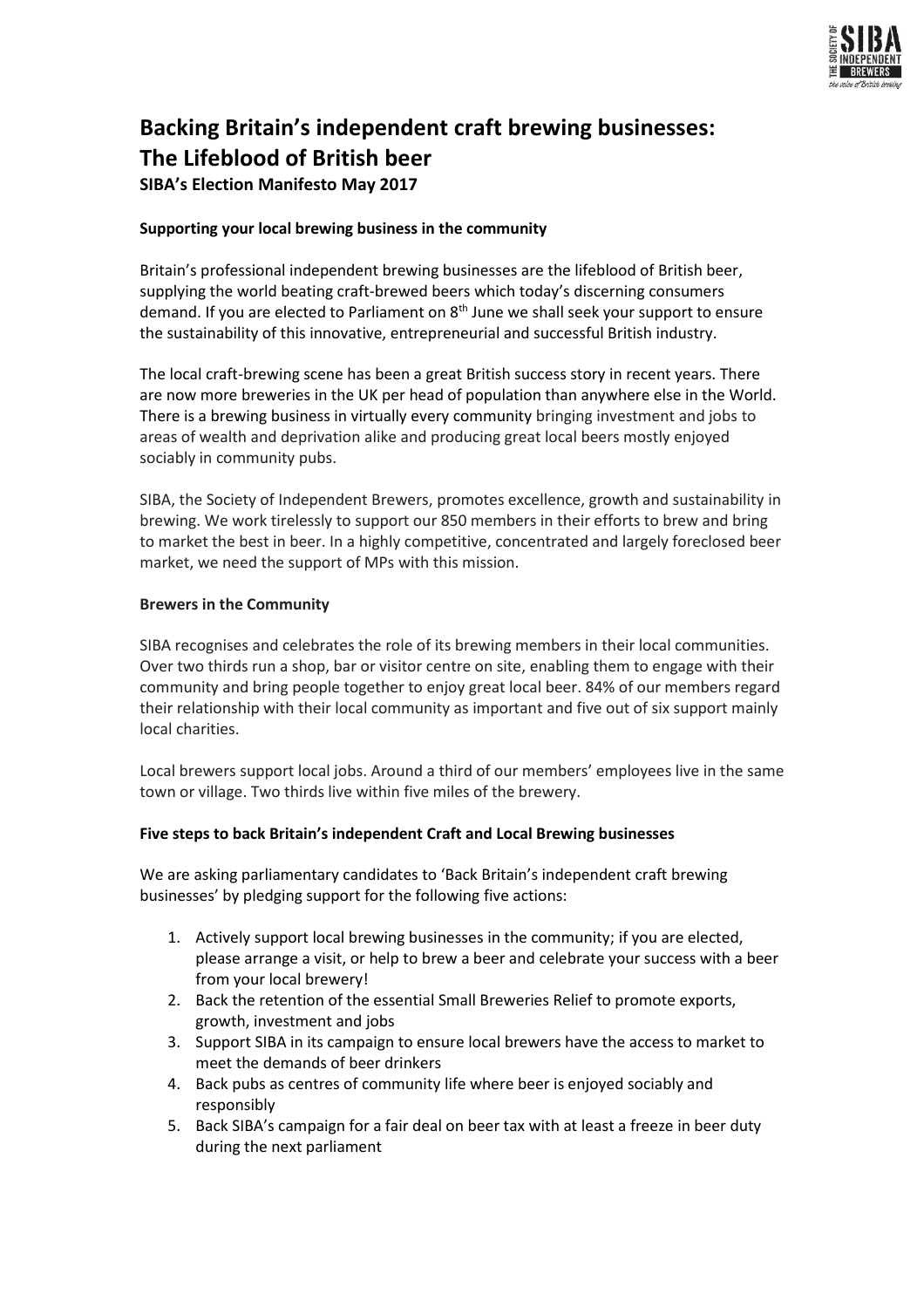# Backing Britain's independent craft brewing businesses: The Lifeblood of British beer

**SIBA's Election Manifesto May 2017**

### Supporting your local brewing business in the community

Britain's professional independent brewing businesses are the lifeblood of British beer, supplying the world beating craft-brewed beers which today's discerning consumers demand. If you are elected to Parliament on 8th June we shall seek your support to ensure the sustainability of this innovative, entrepreneurial and successful British industry.

The local craft-brewing scene has been a great British success story in recent years. There are now more breweries in the UK per head of population than anywhere else in the World. There is a brewing business in virtually every community bringing investment and jobs to areas of wealth and deprivation alike and producing great local beers mostly enjoyed sociably in community pubs.

SIBA, the Society of Independent Brewers, promotes excellence, growth and sustainability in brewing. We work tirelessly to support our 850 members in their efforts to brew and bring to market the best in beer. In a highly competitive, concentrated and largely foreclosed beer market, we need the support of MPs with this mission.

### Brewers in the Community

SIBA recognises and celebrates the role of its brewing members in their local communities. Over two thirds run a shop, bar or visitor centre on site, enabling them to engage with their community and bring people together to enjoy great local beer. 84% of our members regard their relationship with their local community as important and five out of six support mainly local charities.

Local brewers support local jobs. Around a third of our members' employees live in the same town or village. Two thirds live within five miles of the brewery.

### Five steps to back Britain's independent Craft and Local Brewing businesses

We are asking parliamentary candidates to 'Back Britain's independent craft brewing businesses' by pledging support for the following five actions:

1. Actively support local brewing businesses in the community; if you are elected, please arrange a visit, or help to brew a beer and celebrate your success with a beer from your local brewery!
2. Back the retention of the essential Small Breweries Relief to promote exports, growth, investment and jobs
3. Support SIBA in its campaign to ensure local brewers have the access to market to meet the demands of beer drinkers
4. Back pubs as centres of community life where beer is enjoyed sociably and responsibly
5. Back SIBA's campaign for a fair deal on beer tax with at least a freeze in beer duty during the next parliament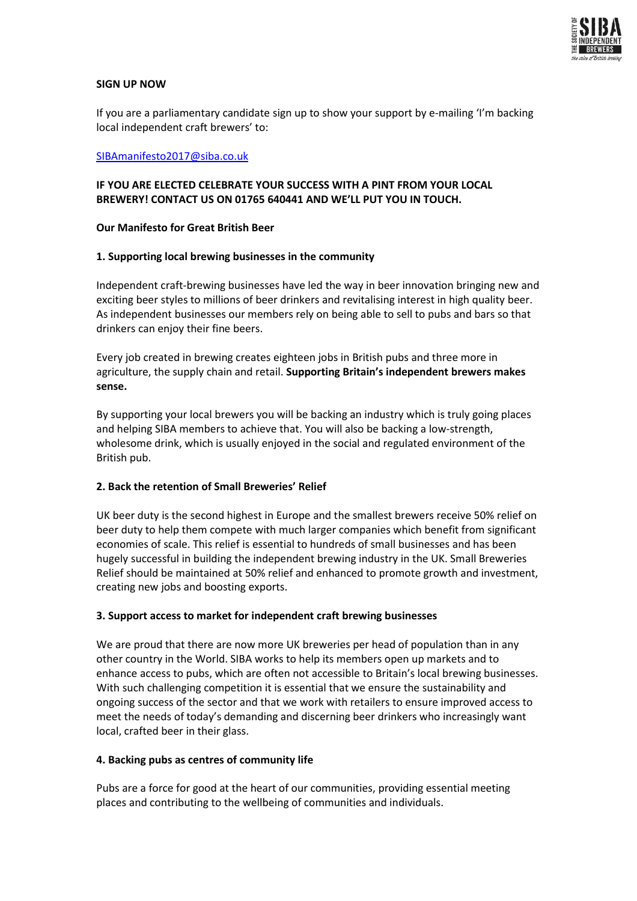**SIGN UP NOW**

If you are a parliamentary candidate sign up to show your support by e-mailing 'I'm backing local independent craft brewers' to:

SIBAmanifesto2017@siba.co.uk

**IF YOU ARE ELECTED CELEBRATE YOUR SUCCESS WITH A PINT FROM YOUR LOCAL BREWERY! CONTACT US ON 01765 640441 AND WE'LL PUT YOU IN TOUCH.**

**Our Manifesto for Great British Beer**

**1. Supporting local brewing businesses in the community**

Independent craft-brewing businesses have led the way in beer innovation bringing new and exciting beer styles to millions of beer drinkers and revitalising interest in high quality beer. As independent businesses our members rely on being able to sell to pubs and bars so that drinkers can enjoy their fine beers.

Every job created in brewing creates eighteen jobs in British pubs and three more in agriculture, the supply chain and retail. **Supporting Britain's independent brewers makes sense.**

By supporting your local brewers you will be backing an industry which is truly going places and helping SIBA members to achieve that. You will also be backing a low-strength, wholesome drink, which is usually enjoyed in the social and regulated environment of the British pub.

**2. Back the retention of Small Breweries' Relief**

UK beer duty is the second highest in Europe and the smallest brewers receive 50% relief on beer duty to help them compete with much larger companies which benefit from significant economies of scale. This relief is essential to hundreds of small businesses and has been hugely successful in building the independent brewing industry in the UK. Small Breweries Relief should be maintained at 50% relief and enhanced to promote growth and investment, creating new jobs and boosting exports.

**3. Support access to market for independent craft brewing businesses**

We are proud that there are now more UK breweries per head of population than in any other country in the World. SIBA works to help its members open up markets and to enhance access to pubs, which are often not accessible to Britain's local brewing businesses. With such challenging competition it is essential that we ensure the sustainability and ongoing success of the sector and that we work with retailers to ensure improved access to meet the needs of today's demanding and discerning beer drinkers who increasingly want local, crafted beer in their glass.

**4. Backing pubs as centres of community life**

Pubs are a force for good at the heart of our communities, providing essential meeting places and contributing to the wellbeing of communities and individuals.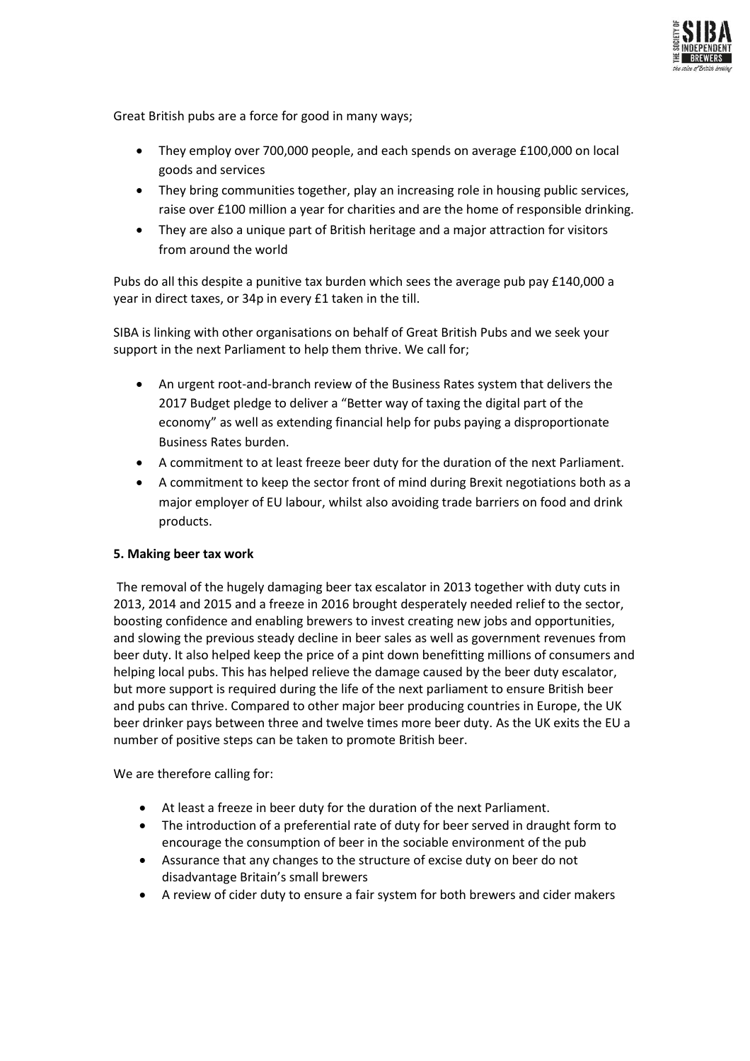Great British pubs are a force for good in many ways;

- They employ over 700,000 people, and each spends on average £100,000 on local goods and services
- They bring communities together, play an increasing role in housing public services, raise over £100 million a year for charities and are the home of responsible drinking.
- They are also a unique part of British heritage and a major attraction for visitors from around the world

Pubs do all this despite a punitive tax burden which sees the average pub pay £140,000 a year in direct taxes, or 34p in every £1 taken in the till.

SIBA is linking with other organisations on behalf of Great British Pubs and we seek your support in the next Parliament to help them thrive. We call for;

- An urgent root-and-branch review of the Business Rates system that delivers the 2017 Budget pledge to deliver a "Better way of taxing the digital part of the economy" as well as extending financial help for pubs paying a disproportionate Business Rates burden.
- A commitment to at least freeze beer duty for the duration of the next Parliament.
- A commitment to keep the sector front of mind during Brexit negotiations both as a major employer of EU labour, whilst also avoiding trade barriers on food and drink products.

**5. Making beer tax work**

The removal of the hugely damaging beer tax escalator in 2013 together with duty cuts in 2013, 2014 and 2015 and a freeze in 2016 brought desperately needed relief to the sector, boosting confidence and enabling brewers to invest creating new jobs and opportunities, and slowing the previous steady decline in beer sales as well as government revenues from beer duty. It also helped keep the price of a pint down benefitting millions of consumers and helping local pubs. This has helped relieve the damage caused by the beer duty escalator, but more support is required during the life of the next parliament to ensure British beer and pubs can thrive. Compared to other major beer producing countries in Europe, the UK beer drinker pays between three and twelve times more beer duty. As the UK exits the EU a number of positive steps can be taken to promote British beer.

We are therefore calling for:

- At least a freeze in beer duty for the duration of the next Parliament.
- The introduction of a preferential rate of duty for beer served in draught form to encourage the consumption of beer in the sociable environment of the pub
- Assurance that any changes to the structure of excise duty on beer do not disadvantage Britain's small brewers
- A review of cider duty to ensure a fair system for both brewers and cider makers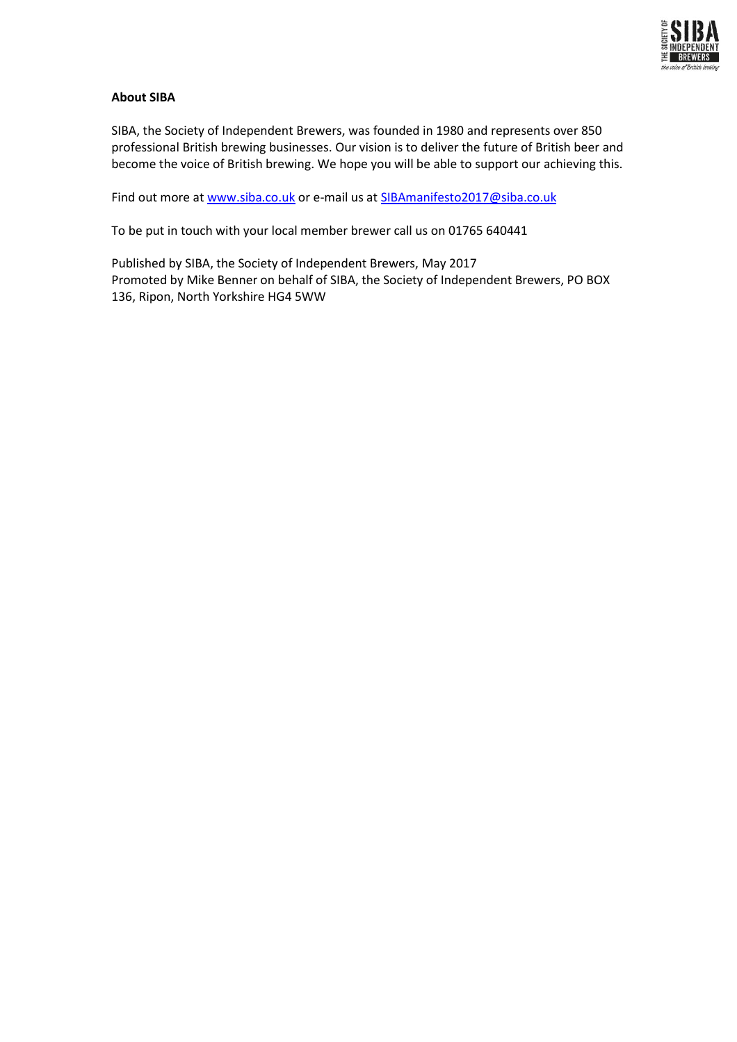**About SIBA**

SIBA, the Society of Independent Brewers, was founded in 1980 and represents over 850 professional British brewing businesses. Our vision is to deliver the future of British beer and become the voice of British brewing. We hope you will be able to support our achieving this.

Find out more at [www.siba.co.uk](http://www.siba.co.uk) or e-mail us at [SIBAmanifesto2017@siba.co.uk](mailto:SIBAmanifesto2017@siba.co.uk)

To be put in touch with your local member brewer call us on 01765 640441

Published by SIBA, the Society of Independent Brewers, May 2017
Promoted by Mike Benner on behalf of SIBA, the Society of Independent Brewers, PO BOX 136, Ripon, North Yorkshire HG4 5WW